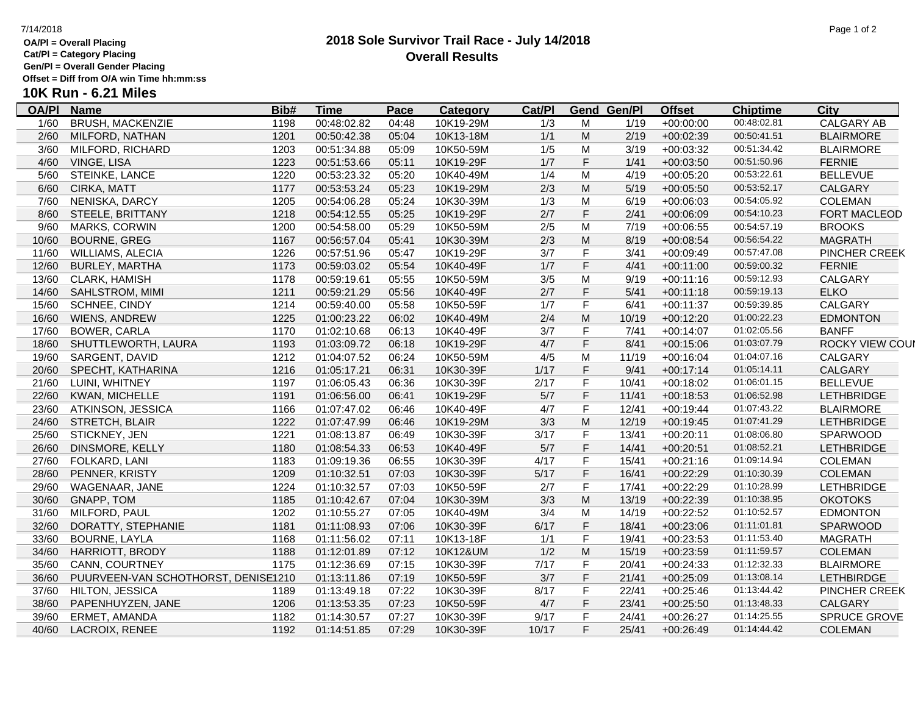OA/Pl = Overall Placing
Cat/Pl = Category Placing
Gen/Pl = Overall Gender Placing
Offset = Diff from O/A win Time hh:mm:ss

# 2018 Sole Survivor Trail Race - July 14/2018
## Overall Results

### 10K Run - 6.21 Miles

| OA/Pl | Name | Bib# | Time | Pace | Category | Cat/Pl | Gend | Gen/Pl | Offset | Chiptime | City |
|---|---|---|---|---|---|---|---|---|---|---|---|
| 1/60 | BRUSH, MACKENZIE | 1198 | 00:48:02.82 | 04:48 | 10K19-29M | 1/3 | M | 1/19 | +00:00:00 | 00:48:02.81 | CALGARY AB |
| 2/60 | MILFORD, NATHAN | 1201 | 00:50:42.38 | 05:04 | 10K13-18M | 1/1 | M | 2/19 | +00:02:39 | 00:50:41.51 | BLAIRMORE |
| 3/60 | MILFORD, RICHARD | 1203 | 00:51:34.88 | 05:09 | 10K50-59M | 1/5 | M | 3/19 | +00:03:32 | 00:51:34.42 | BLAIRMORE |
| 4/60 | VINGE, LISA | 1223 | 00:51:53.66 | 05:11 | 10K19-29F | 1/7 | F | 1/41 | +00:03:50 | 00:51:50.96 | FERNIE |
| 5/60 | STEINKE, LANCE | 1220 | 00:53:23.32 | 05:20 | 10K40-49M | 1/4 | M | 4/19 | +00:05:20 | 00:53:22.61 | BELLEVUE |
| 6/60 | CIRKA, MATT | 1177 | 00:53:53.24 | 05:23 | 10K19-29M | 2/3 | M | 5/19 | +00:05:50 | 00:53:52.17 | CALGARY |
| 7/60 | NENISKA, DARCY | 1205 | 00:54:06.28 | 05:24 | 10K30-39M | 1/3 | M | 6/19 | +00:06:03 | 00:54:05.92 | COLEMAN |
| 8/60 | STEELE, BRITTANY | 1218 | 00:54:12.55 | 05:25 | 10K19-29F | 2/7 | F | 2/41 | +00:06:09 | 00:54:10.23 | FORT MACLEOD |
| 9/60 | MARKS, CORWIN | 1200 | 00:54:58.00 | 05:29 | 10K50-59M | 2/5 | M | 7/19 | +00:06:55 | 00:54:57.19 | BROOKS |
| 10/60 | BOURNE, GREG | 1167 | 00:56:57.04 | 05:41 | 10K30-39M | 2/3 | M | 8/19 | +00:08:54 | 00:56:54.22 | MAGRATH |
| 11/60 | WILLIAMS, ALECIA | 1226 | 00:57:51.96 | 05:47 | 10K19-29F | 3/7 | F | 3/41 | +00:09:49 | 00:57:47.08 | PINCHER CREEK |
| 12/60 | BURLEY, MARTHA | 1173 | 00:59:03.02 | 05:54 | 10K40-49F | 1/7 | F | 4/41 | +00:11:00 | 00:59:00.32 | FERNIE |
| 13/60 | CLARK, HAMISH | 1178 | 00:59:19.61 | 05:55 | 10K50-59M | 3/5 | M | 9/19 | +00:11:16 | 00:59:12.93 | CALGARY |
| 14/60 | SAHLSTROM, MIMI | 1211 | 00:59:21.29 | 05:56 | 10K40-49F | 2/7 | F | 5/41 | +00:11:18 | 00:59:19.13 | ELKO |
| 15/60 | SCHNEE, CINDY | 1214 | 00:59:40.00 | 05:58 | 10K50-59F | 1/7 | F | 6/41 | +00:11:37 | 00:59:39.85 | CALGARY |
| 16/60 | WIENS, ANDREW | 1225 | 01:00:23.22 | 06:02 | 10K40-49M | 2/4 | M | 10/19 | +00:12:20 | 01:00:22.23 | EDMONTON |
| 17/60 | BOWER, CARLA | 1170 | 01:02:10.68 | 06:13 | 10K40-49F | 3/7 | F | 7/41 | +00:14:07 | 01:02:05.56 | BANFF |
| 18/60 | SHUTTLEWORTH, LAURA | 1193 | 01:03:09.72 | 06:18 | 10K19-29F | 4/7 | F | 8/41 | +00:15:06 | 01:03:07.79 | ROCKY VIEW COU |
| 19/60 | SARGENT, DAVID | 1212 | 01:04:07.52 | 06:24 | 10K50-59M | 4/5 | M | 11/19 | +00:16:04 | 01:04:07.16 | CALGARY |
| 20/60 | SPECHT, KATHARINA | 1216 | 01:05:17.21 | 06:31 | 10K30-39F | 1/17 | F | 9/41 | +00:17:14 | 01:05:14.11 | CALGARY |
| 21/60 | LUINI, WHITNEY | 1197 | 01:06:05.43 | 06:36 | 10K30-39F | 2/17 | F | 10/41 | +00:18:02 | 01:06:01.15 | BELLEVUE |
| 22/60 | KWAN, MICHELLE | 1191 | 01:06:56.00 | 06:41 | 10K19-29F | 5/7 | F | 11/41 | +00:18:53 | 01:06:52.98 | LETHBRIDGE |
| 23/60 | ATKINSON, JESSICA | 1166 | 01:07:47.02 | 06:46 | 10K40-49F | 4/7 | F | 12/41 | +00:19:44 | 01:07:43.22 | BLAIRMORE |
| 24/60 | STRETCH, BLAIR | 1222 | 01:07:47.99 | 06:46 | 10K19-29M | 3/3 | M | 12/19 | +00:19:45 | 01:07:41.29 | LETHBRIDGE |
| 25/60 | STICKNEY, JEN | 1221 | 01:08:13.87 | 06:49 | 10K30-39F | 3/17 | F | 13/41 | +00:20:11 | 01:08:06.80 | SPARWOOD |
| 26/60 | DINSMORE, KELLY | 1180 | 01:08:54.33 | 06:53 | 10K40-49F | 5/7 | F | 14/41 | +00:20:51 | 01:08:52.21 | LETHBRIDGE |
| 27/60 | FOLKARD, LANI | 1183 | 01:09:19.36 | 06:55 | 10K30-39F | 4/17 | F | 15/41 | +00:21:16 | 01:09:14.94 | COLEMAN |
| 28/60 | PENNER, KRISTY | 1209 | 01:10:32.51 | 07:03 | 10K30-39F | 5/17 | F | 16/41 | +00:22:29 | 01:10:30.39 | COLEMAN |
| 29/60 | WAGENAAR, JANE | 1224 | 01:10:32.57 | 07:03 | 10K50-59F | 2/7 | F | 17/41 | +00:22:29 | 01:10:28.99 | LETHBRIDGE |
| 30/60 | GNAPP, TOM | 1185 | 01:10:42.67 | 07:04 | 10K30-39M | 3/3 | M | 13/19 | +00:22:39 | 01:10:38.95 | OKOTOKS |
| 31/60 | MILFORD, PAUL | 1202 | 01:10:55.27 | 07:05 | 10K40-49M | 3/4 | M | 14/19 | +00:22:52 | 01:10:52.57 | EDMONTON |
| 32/60 | DORATTY, STEPHANIE | 1181 | 01:11:08.93 | 07:06 | 10K30-39F | 6/17 | F | 18/41 | +00:23:06 | 01:11:01.81 | SPARWOOD |
| 33/60 | BOURNE, LAYLA | 1168 | 01:11:56.02 | 07:11 | 10K13-18F | 1/1 | F | 19/41 | +00:23:53 | 01:11:53.40 | MAGRATH |
| 34/60 | HARRIOTT, BRODY | 1188 | 01:12:01.89 | 07:12 | 10K12&UM | 1/2 | M | 15/19 | +00:23:59 | 01:11:59.57 | COLEMAN |
| 35/60 | CANN, COURTNEY | 1175 | 01:12:36.69 | 07:15 | 10K30-39F | 7/17 | F | 20/41 | +00:24:33 | 01:12:32.33 | BLAIRMORE |
| 36/60 | PUURVEEN-VAN SCHOTHORST, DENISE | 1210 | 01:13:11.86 | 07:19 | 10K50-59F | 3/7 | F | 21/41 | +00:25:09 | 01:13:08.14 | LETHBIRDGE |
| 37/60 | HILTON, JESSICA | 1189 | 01:13:49.18 | 07:22 | 10K30-39F | 8/17 | F | 22/41 | +00:25:46 | 01:13:44.42 | PINCHER CREEK |
| 38/60 | PAPENHUYZEN, JANE | 1206 | 01:13:53.35 | 07:23 | 10K50-59F | 4/7 | F | 23/41 | +00:25:50 | 01:13:48.33 | CALGARY |
| 39/60 | ERMET, AMANDA | 1182 | 01:14:30.57 | 07:27 | 10K30-39F | 9/17 | F | 24/41 | +00:26:27 | 01:14:25.55 | SPRUCE GROVE |
| 40/60 | LACROIX, RENEE | 1192 | 01:14:51.85 | 07:29 | 10K30-39F | 10/17 | F | 25/41 | +00:26:49 | 01:14:44.42 | COLEMAN |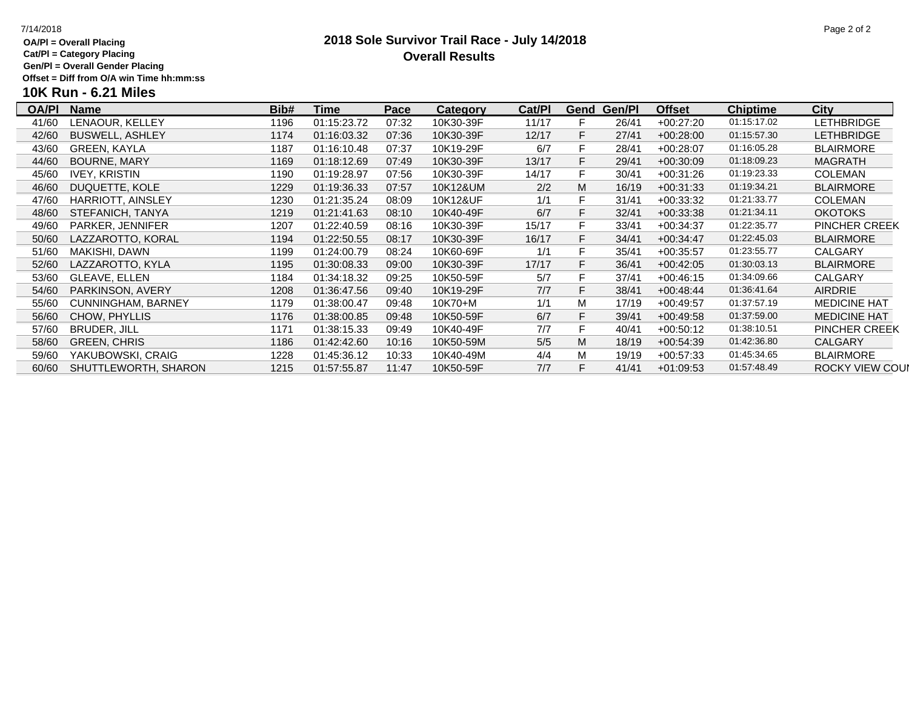**OA/Pl = Overall Placing**
**Cat/Pl = Category Placing**
**Gen/Pl = Overall Gender Placing**
**Offset = Diff from O/A win Time hh:mm:ss**

## 2018 Sole Survivor Trail Race - July 14/2018
## Overall Results

### 10K Run - 6.21 Miles

| OA/Pl | Name | Bib# | Time | Pace | Category | Cat/Pl | Gend | Gen/Pl | Offset | Chiptime | City |
|---|---|---|---|---|---|---|---|---|---|---|---|
| 41/60 | LENAOUR, KELLEY | 1196 | 01:15:23.72 | 07:32 | 10K30-39F | 11/17 | F | 26/41 | +00:27:20 | 01:15:17.02 | LETHBRIDGE |
| 42/60 | BUSWELL, ASHLEY | 1174 | 01:16:03.32 | 07:36 | 10K30-39F | 12/17 | F | 27/41 | +00:28:00 | 01:15:57.30 | LETHBRIDGE |
| 43/60 | GREEN, KAYLA | 1187 | 01:16:10.48 | 07:37 | 10K19-29F | 6/7 | F | 28/41 | +00:28:07 | 01:16:05.28 | BLAIRMORE |
| 44/60 | BOURNE, MARY | 1169 | 01:18:12.69 | 07:49 | 10K30-39F | 13/17 | F | 29/41 | +00:30:09 | 01:18:09.23 | MAGRATH |
| 45/60 | IVEY, KRISTIN | 1190 | 01:19:28.97 | 07:56 | 10K30-39F | 14/17 | F | 30/41 | +00:31:26 | 01:19:23.33 | COLEMAN |
| 46/60 | DUQUETTE, KOLE | 1229 | 01:19:36.33 | 07:57 | 10K12&UM | 2/2 | M | 16/19 | +00:31:33 | 01:19:34.21 | BLAIRMORE |
| 47/60 | HARRIOTT, AINSLEY | 1230 | 01:21:35.24 | 08:09 | 10K12&UF | 1/1 | F | 31/41 | +00:33:32 | 01:21:33.77 | COLEMAN |
| 48/60 | STEFANICH, TANYA | 1219 | 01:21:41.63 | 08:10 | 10K40-49F | 6/7 | F | 32/41 | +00:33:38 | 01:21:34.11 | OKOTOKS |
| 49/60 | PARKER, JENNIFER | 1207 | 01:22:40.59 | 08:16 | 10K30-39F | 15/17 | F | 33/41 | +00:34:37 | 01:22:35.77 | PINCHER CREEK |
| 50/60 | LAZZAROTTO, KORAL | 1194 | 01:22:50.55 | 08:17 | 10K30-39F | 16/17 | F | 34/41 | +00:34:47 | 01:22:45.03 | BLAIRMORE |
| 51/60 | MAKISHI, DAWN | 1199 | 01:24:00.79 | 08:24 | 10K60-69F | 1/1 | F | 35/41 | +00:35:57 | 01:23:55.77 | CALGARY |
| 52/60 | LAZZAROTTO, KYLA | 1195 | 01:30:08.33 | 09:00 | 10K30-39F | 17/17 | F | 36/41 | +00:42:05 | 01:30:03.13 | BLAIRMORE |
| 53/60 | GLEAVE, ELLEN | 1184 | 01:34:18.32 | 09:25 | 10K50-59F | 5/7 | F | 37/41 | +00:46:15 | 01:34:09.66 | CALGARY |
| 54/60 | PARKINSON, AVERY | 1208 | 01:36:47.56 | 09:40 | 10K19-29F | 7/7 | F | 38/41 | +00:48:44 | 01:36:41.64 | AIRDRIE |
| 55/60 | CUNNINGHAM, BARNEY | 1179 | 01:38:00.47 | 09:48 | 10K70+M | 1/1 | M | 17/19 | +00:49:57 | 01:37:57.19 | MEDICINE HAT |
| 56/60 | CHOW, PHYLLIS | 1176 | 01:38:00.85 | 09:48 | 10K50-59F | 6/7 | F | 39/41 | +00:49:58 | 01:37:59.00 | MEDICINE HAT |
| 57/60 | BRUDER, JILL | 1171 | 01:38:15.33 | 09:49 | 10K40-49F | 7/7 | F | 40/41 | +00:50:12 | 01:38:10.51 | PINCHER CREEK |
| 58/60 | GREEN, CHRIS | 1186 | 01:42:42.60 | 10:16 | 10K50-59M | 5/5 | M | 18/19 | +00:54:39 | 01:42:36.80 | CALGARY |
| 59/60 | YAKUBOWSKI, CRAIG | 1228 | 01:45:36.12 | 10:33 | 10K40-49M | 4/4 | M | 19/19 | +00:57:33 | 01:45:34.65 | BLAIRMORE |
| 60/60 | SHUTTLEWORTH, SHARON | 1215 | 01:57:55.87 | 11:47 | 10K50-59F | 7/7 | F | 41/41 | +01:09:53 | 01:57:48.49 | ROCKY VIEW COU |